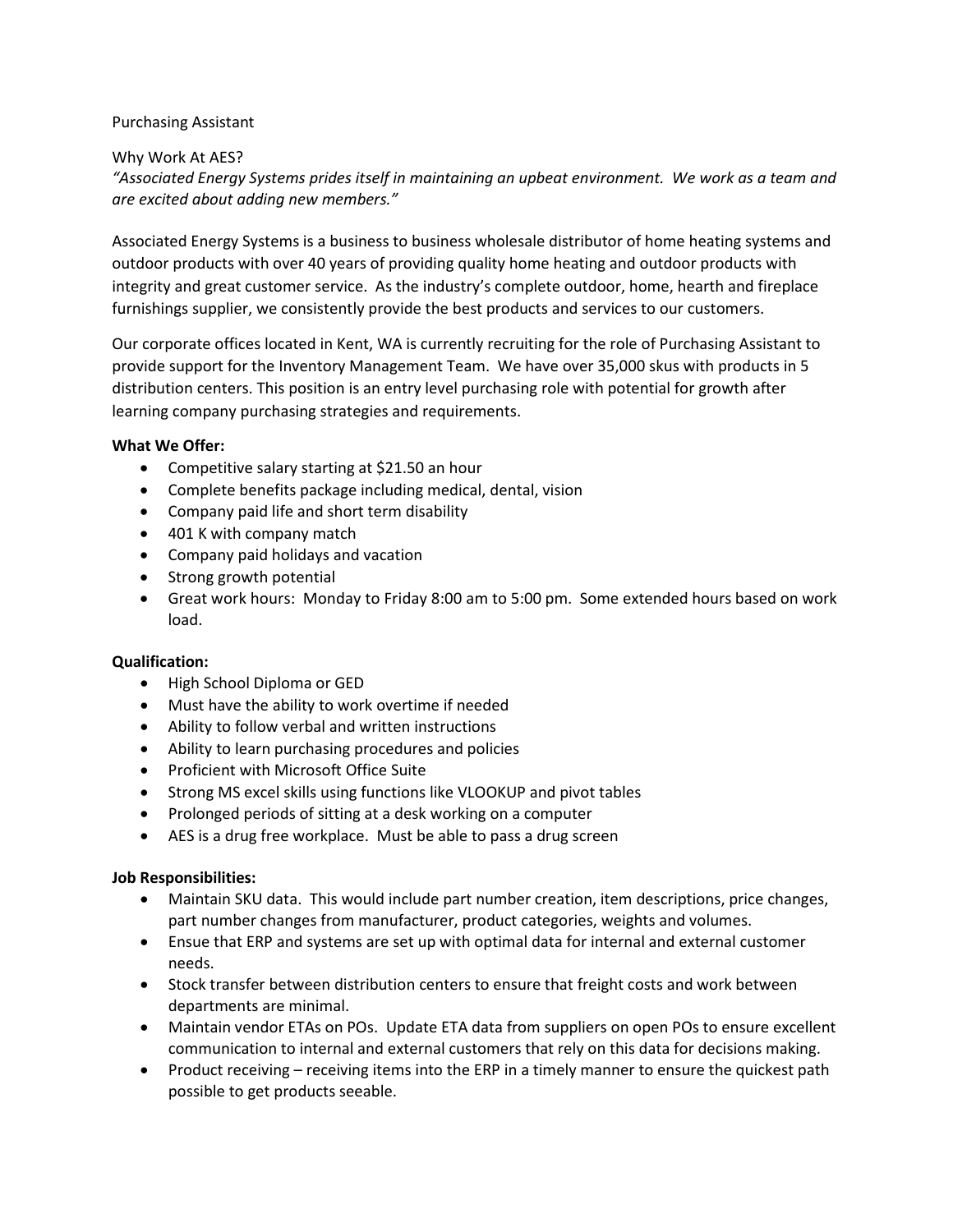Purchasing Assistant

Why Work At AES?

*"Associated Energy Systems prides itself in maintaining an upbeat environment. We work as a team and are excited about adding new members."*

Associated Energy Systems is a business to business wholesale distributor of home heating systems and outdoor products with over 40 years of providing quality home heating and outdoor products with integrity and great customer service. As the industry's complete outdoor, home, hearth and fireplace furnishings supplier, we consistently provide the best products and services to our customers.

Our corporate offices located in Kent, WA is currently recruiting for the role of Purchasing Assistant to provide support for the Inventory Management Team. We have over 35,000 skus with products in 5 distribution centers. This position is an entry level purchasing role with potential for growth after learning company purchasing strategies and requirements.

**What We Offer:**

- Competitive salary starting at $21.50 an hour
- Complete benefits package including medical, dental, vision
- Company paid life and short term disability
- 401 K with company match
- Company paid holidays and vacation
- Strong growth potential
- Great work hours: Monday to Friday 8:00 am to 5:00 pm. Some extended hours based on work load.

**Qualification:**

- High School Diploma or GED
- Must have the ability to work overtime if needed
- Ability to follow verbal and written instructions
- Ability to learn purchasing procedures and policies
- Proficient with Microsoft Office Suite
- Strong MS excel skills using functions like VLOOKUP and pivot tables
- Prolonged periods of sitting at a desk working on a computer
- AES is a drug free workplace. Must be able to pass a drug screen

**Job Responsibilities:**

- Maintain SKU data. This would include part number creation, item descriptions, price changes, part number changes from manufacturer, product categories, weights and volumes.
- Ensue that ERP and systems are set up with optimal data for internal and external customer needs.
- Stock transfer between distribution centers to ensure that freight costs and work between departments are minimal.
- Maintain vendor ETAs on POs. Update ETA data from suppliers on open POs to ensure excellent communication to internal and external customers that rely on this data for decisions making.
- Product receiving – receiving items into the ERP in a timely manner to ensure the quickest path possible to get products seeable.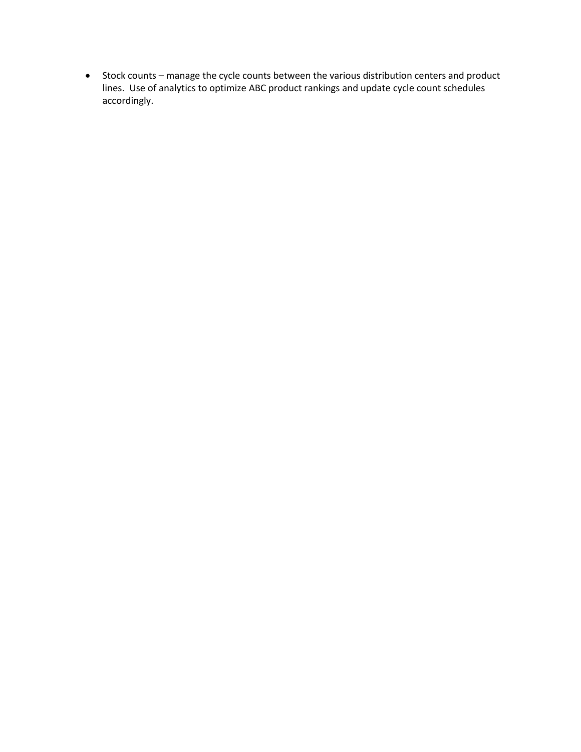- Stock counts – manage the cycle counts between the various distribution centers and product lines. Use of analytics to optimize ABC product rankings and update cycle count schedules accordingly.